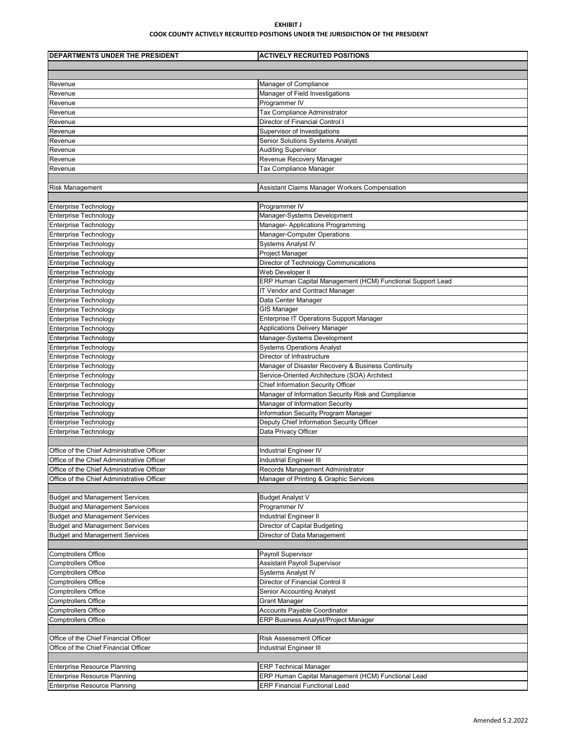**EXHIBIT J**

**COOK COUNTY ACTIVELY RECRUITED POSITIONS UNDER THE JURISDICTION OF THE PRESIDENT**

| DEPARTMENTS UNDER THE PRESIDENT | ACTIVELY RECRUITED POSITIONS |
|---|---|
| | |
| | |
| Revenue | Manager of Compliance |
| Revenue | Manager of Field Investigations |
| Revenue | Programmer IV |
| Revenue | Tax Compliance Administrator |
| Revenue | Director of Financial Control I |
| Revenue | Supervisor of Investigations |
| Revenue | Senior Solutions Systems Analyst |
| Revenue | Auditing Supervisor |
| Revenue | Revenue Recovery Manager |
| Revenue | Tax Compliance Manager |
| | |
| Risk Management | Assistant Claims Manager Workers Compensation |
| | |
| Enterprise Technology | Programmer IV |
| Enterprise Technology | Manager-Systems Development |
| Enterprise Technology | Manager- Applications Programming |
| Enterprise Technology | Manager-Computer Operations |
| Enterprise Technology | Systems Analyst IV |
| Enterprise Technology | Project Manager |
| Enterprise Technology | Director of Technology Communications |
| Enterprise Technology | Web Developer II |
| Enterprise Technology | ERP Human Capital Management (HCM) Functional Support Lead |
| Enterprise Technology | IT Vendor and Contract Manager |
| Enterprise Technology | Data Center Manager |
| Enterprise Technology | GIS Manager |
| Enterprise Technology | Enterprise IT Operations Support Manager |
| Enterprise Technology | Applications Delivery Manager |
| Enterprise Technology | Manager-Systems Development |
| Enterprise Technology | Systems Operations Analyst |
| Enterprise Technology | Director of Infrastructure |
| Enterprise Technology | Manager of Disaster Recovery & Business Continuity |
| Enterprise Technology | Service-Oriented Architecture (SOA) Architect |
| Enterprise Technology | Chief Information Security Officer |
| Enterprise Technology | Manager of Information Security Risk and Compliance |
| Enterprise Technology | Manager of Information Security |
| Enterprise Technology | Information Security Program Manager |
| Enterprise Technology | Deputy Chief Information Security Officer |
| Enterprise Technology | Data Privacy Officer |
| | |
| Office of the Chief Administrative Officer | Industrial Engineer IV |
| Office of the Chief Administrative Officer | Industrial Engineer III |
| Office of the Chief Administrative Officer | Records Management Administrator |
| Office of the Chief Administrative Officer | Manager of Printing & Graphic Services |
| | |
| Budget and Management Services | Budget Analyst V |
| Budget and Management Services | Programmer IV |
| Budget and Management Services | Industrial Engineer II |
| Budget and Management Services | Director of Capital Budgeting |
| Budget and Management Services | Director of Data Management |
| | |
| Comptrollers Office | Payroll Supervisor |
| Comptrollers Office | Assistant Payroll Supervisor |
| Comptrollers Office | Systems Analyst IV |
| Comptrollers Office | Director of Financial Control II |
| Comptrollers Office | Senior Accounting Analyst |
| Comptrollers Office | Grant Manager |
| Comptrollers Office | Accounts Payable Coordinator |
| Comptrollers Office | ERP Business Analyst/Project Manager |
| | |
| Office of the Chief Financial Officer | Risk Assessment Officer |
| Office of the Chief Financial Officer | Industrial Engineer III |
| | |
| Enterprise Resource Planning | ERP Technical Manager |
| Enterprise Resource Planning | ERP Human Capital Management (HCM) Functional Lead |
| Enterprise Resource Planning | ERP Financial Functional Lead |

Amended 5.2.2022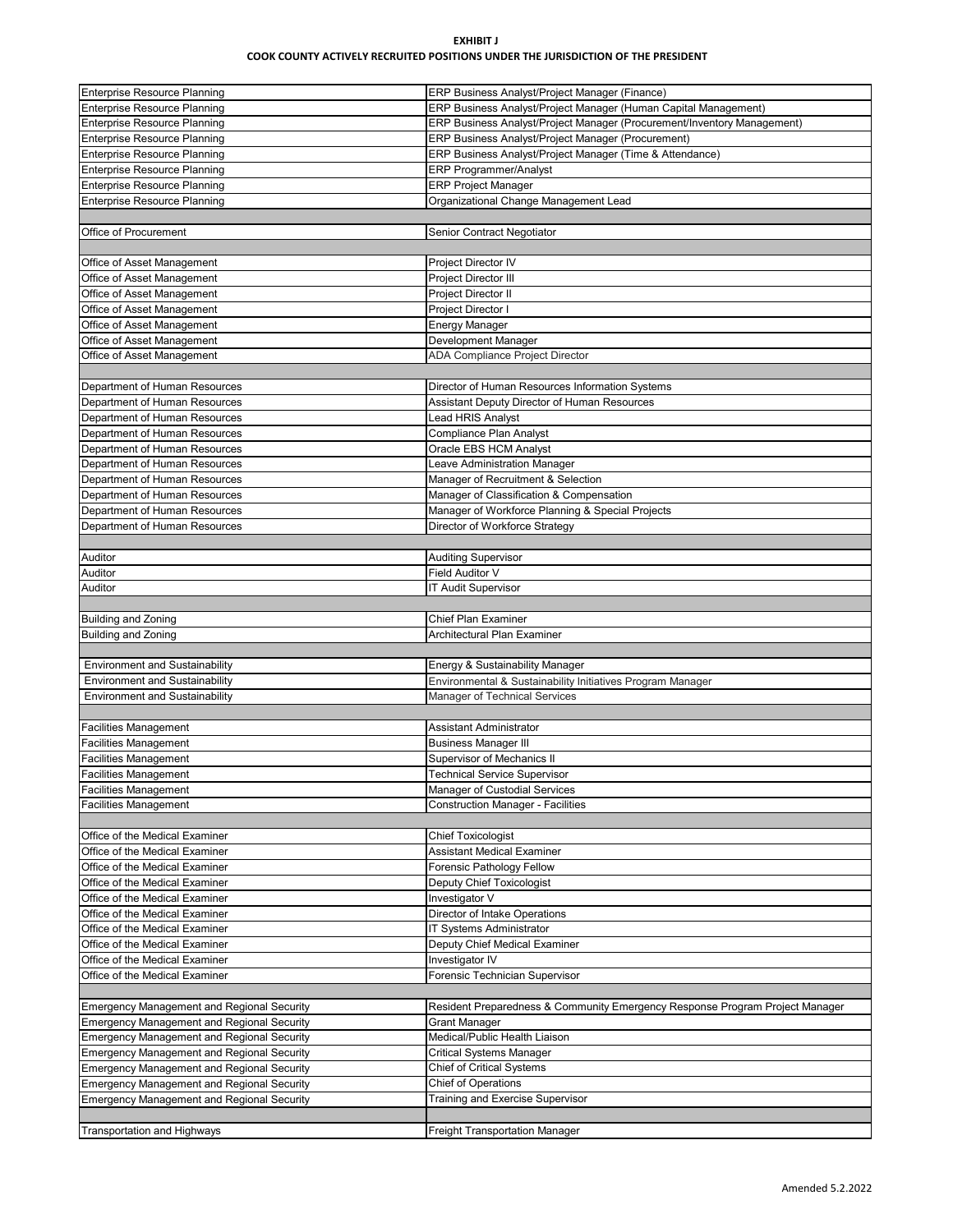**EXHIBIT J**

**COOK COUNTY ACTIVELY RECRUITED POSITIONS UNDER THE JURISDICTION OF THE PRESIDENT**

| | |
|---|---|
| Enterprise Resource Planning | ERP Business Analyst/Project Manager (Finance) |
| Enterprise Resource Planning | ERP Business Analyst/Project Manager (Human Capital Management) |
| Enterprise Resource Planning | ERP Business Analyst/Project Manager (Procurement/Inventory Management) |
| Enterprise Resource Planning | ERP Business Analyst/Project Manager (Procurement) |
| Enterprise Resource Planning | ERP Business Analyst/Project Manager (Time & Attendance) |
| Enterprise Resource Planning | ERP Programmer/Analyst |
| Enterprise Resource Planning | ERP Project Manager |
| Enterprise Resource Planning | Organizational Change Management Lead |
| | |
| Office of Procurement | Senior Contract Negotiator |
| | |
| Office of Asset Management | Project Director IV |
| Office of Asset Management | Project Director III |
| Office of Asset Management | Project Director II |
| Office of Asset Management | Project Director I |
| Office of Asset Management | Energy Manager |
| Office of Asset Management | Development Manager |
| Office of Asset Management | ADA Compliance Project Director |
| | |
| Department of Human Resources | Director of Human Resources Information Systems |
| Department of Human Resources | Assistant Deputy Director of Human Resources |
| Department of Human Resources | Lead HRIS Analyst |
| Department of Human Resources | Compliance Plan Analyst |
| Department of Human Resources | Oracle EBS HCM Analyst |
| Department of Human Resources | Leave Administration Manager |
| Department of Human Resources | Manager of Recruitment & Selection |
| Department of Human Resources | Manager of Classification & Compensation |
| Department of Human Resources | Manager of Workforce Planning & Special Projects |
| Department of Human Resources | Director of Workforce Strategy |
| | |
| Auditor | Auditing Supervisor |
| Auditor | Field Auditor V |
| Auditor | IT Audit Supervisor |
| | |
| Building and Zoning | Chief Plan Examiner |
| Building and Zoning | Architectural Plan Examiner |
| | |
| Environment and Sustainability | Energy & Sustainability Manager |
| Environment and Sustainability | Environmental & Sustainability Initiatives Program Manager |
| Environment and Sustainability | Manager of Technical Services |
| | |
| Facilities Management | Assistant Administrator |
| Facilities Management | Business Manager III |
| Facilities Management | Supervisor of Mechanics II |
| Facilities Management | Technical Service Supervisor |
| Facilities Management | Manager of Custodial Services |
| Facilities Management | Construction Manager - Facilities |
| | |
| Office of the Medical Examiner | Chief Toxicologist |
| Office of the Medical Examiner | Assistant Medical Examiner |
| Office of the Medical Examiner | Forensic Pathology Fellow |
| Office of the Medical Examiner | Deputy Chief Toxicologist |
| Office of the Medical Examiner | Investigator V |
| Office of the Medical Examiner | Director of Intake Operations |
| Office of the Medical Examiner | IT Systems Administrator |
| Office of the Medical Examiner | Deputy Chief Medical Examiner |
| Office of the Medical Examiner | Investigator IV |
| Office of the Medical Examiner | Forensic Technician Supervisor |
| | |
| Emergency Management and Regional Security | Resident Preparedness & Community Emergency Response Program Project Manager |
| Emergency Management and Regional Security | Grant Manager |
| Emergency Management and Regional Security | Medical/Public Health Liaison |
| Emergency Management and Regional Security | Critical Systems Manager |
| Emergency Management and Regional Security | Chief of Critical Systems |
| Emergency Management and Regional Security | Chief of Operations |
| Emergency Management and Regional Security | Training and Exercise Supervisor |
| | |
| Transportation and Highways | Freight Transportation Manager |

Amended 5.2.2022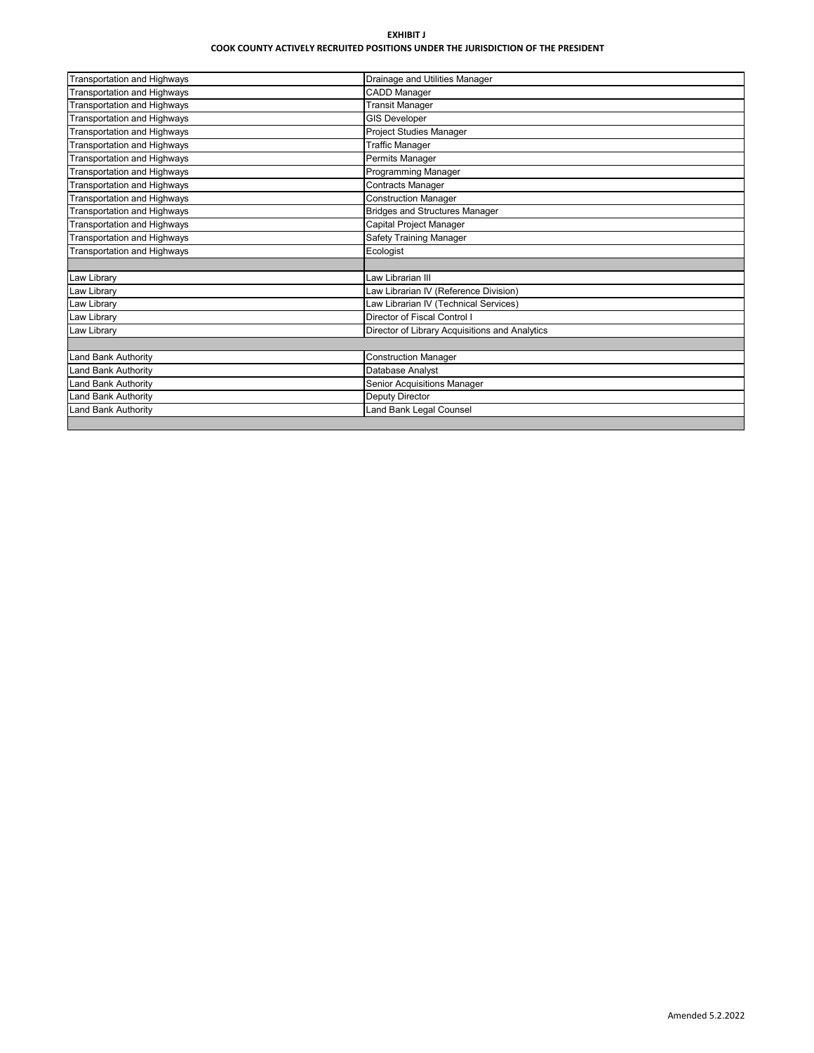**EXHIBIT J**

**COOK COUNTY ACTIVELY RECRUITED POSITIONS UNDER THE JURISDICTION OF THE PRESIDENT**

| | |
|---|---|
| Transportation and Highways | Drainage and Utilities Manager |
| Transportation and Highways | CADD Manager |
| Transportation and Highways | Transit Manager |
| Transportation and Highways | GIS Developer |
| Transportation and Highways | Project Studies Manager |
| Transportation and Highways | Traffic Manager |
| Transportation and Highways | Permits Manager |
| Transportation and Highways | Programming Manager |
| Transportation and Highways | Contracts Manager |
| Transportation and Highways | Construction Manager |
| Transportation and Highways | Bridges and Structures Manager |
| Transportation and Highways | Capital Project Manager |
| Transportation and Highways | Safety Training Manager |
| Transportation and Highways | Ecologist |
| | |
| Law Library | Law Librarian III |
| Law Library | Law Librarian IV (Reference Division) |
| Law Library | Law Librarian IV (Technical Services) |
| Law Library | Director of Fiscal Control I |
| Law Library | Director of Library Acquisitions and Analytics |
| | |
| Land Bank Authority | Construction Manager |
| Land Bank Authority | Database Analyst |
| Land Bank Authority | Senior Acquisitions Manager |
| Land Bank Authority | Deputy Director |
| Land Bank Authority | Land Bank Legal Counsel |
| | |

Amended 5.2.2022